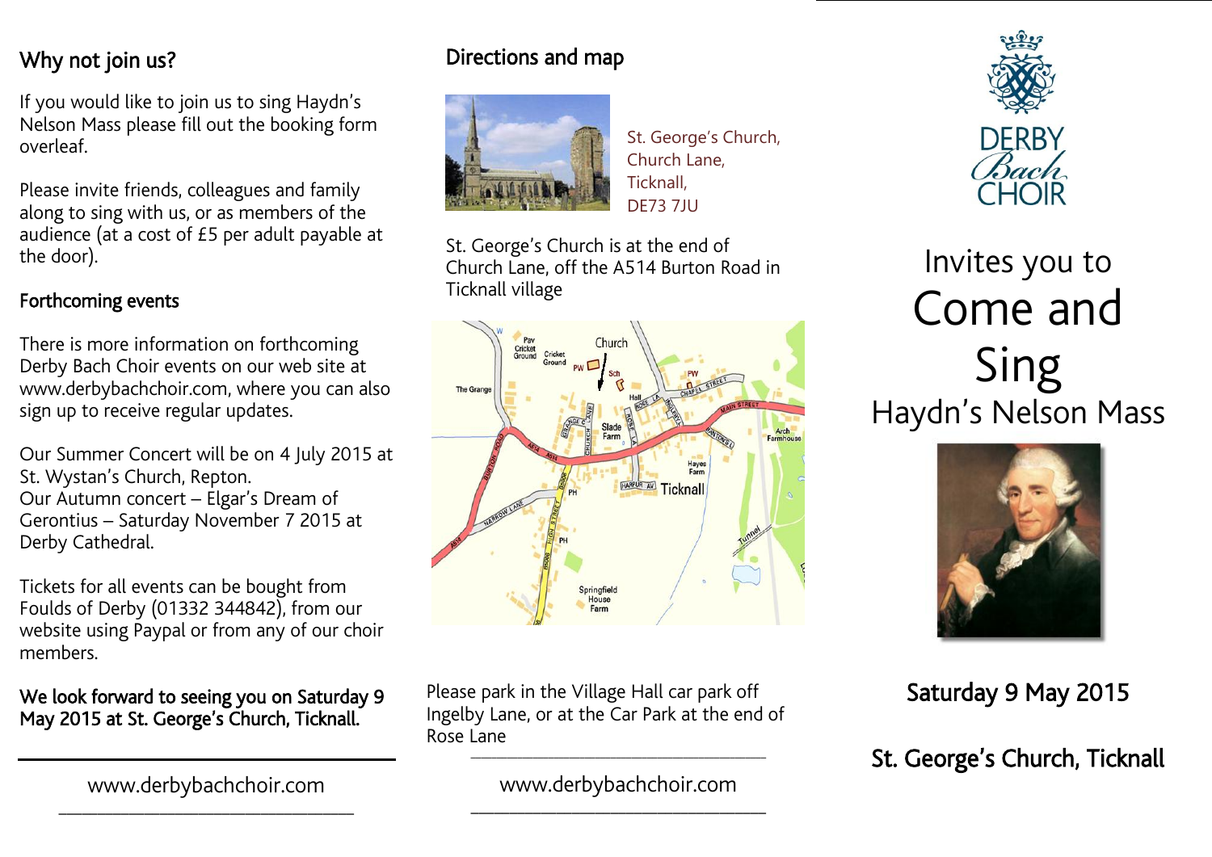## Why not join us?

If you would like to join us to sing Haydn's Nelson Mass please fill out the booking form overleaf.

Please invite friends, colleagues and family along to sing with us, or as members of the audience (at a cost of £5 per adult payable at the door).

### Forthcoming events

There is more information on forthcoming Derby Bach Choir events on our web site at www.derbybachchoir.com, where you can also sign up to receive regular updates.

Our Summer Concert will be on 4 July 2015 at St. Wystan's Church, Repton.
Our Autumn concert – Elgar's Dream of Gerontius – Saturday November 7 2015 at Derby Cathedral.

Tickets for all events can be bought from Foulds of Derby (01332 344842), from our website using Paypal or from any of our choir members.

**We look forward to seeing you on Saturday 9 May 2015 at St. George's Church, Ticknall.**

www.derbybachchoir.com

## Directions and map

St. George's Church,
Church Lane,
Ticknall,
DE73 7JU

St. George's Church is at the end of Church Lane, off the A514 Burton Road in Ticknall village

Please park in the Village Hall car park off Ingelby Lane, or at the Car Park at the end of Rose Lane

www.derbybachchoir.com

DERBY Bach CHOIR

Invites you to

# Come and Sing

## Haydn's Nelson Mass

**Saturday 9 May 2015**

**St. George's Church, Ticknall**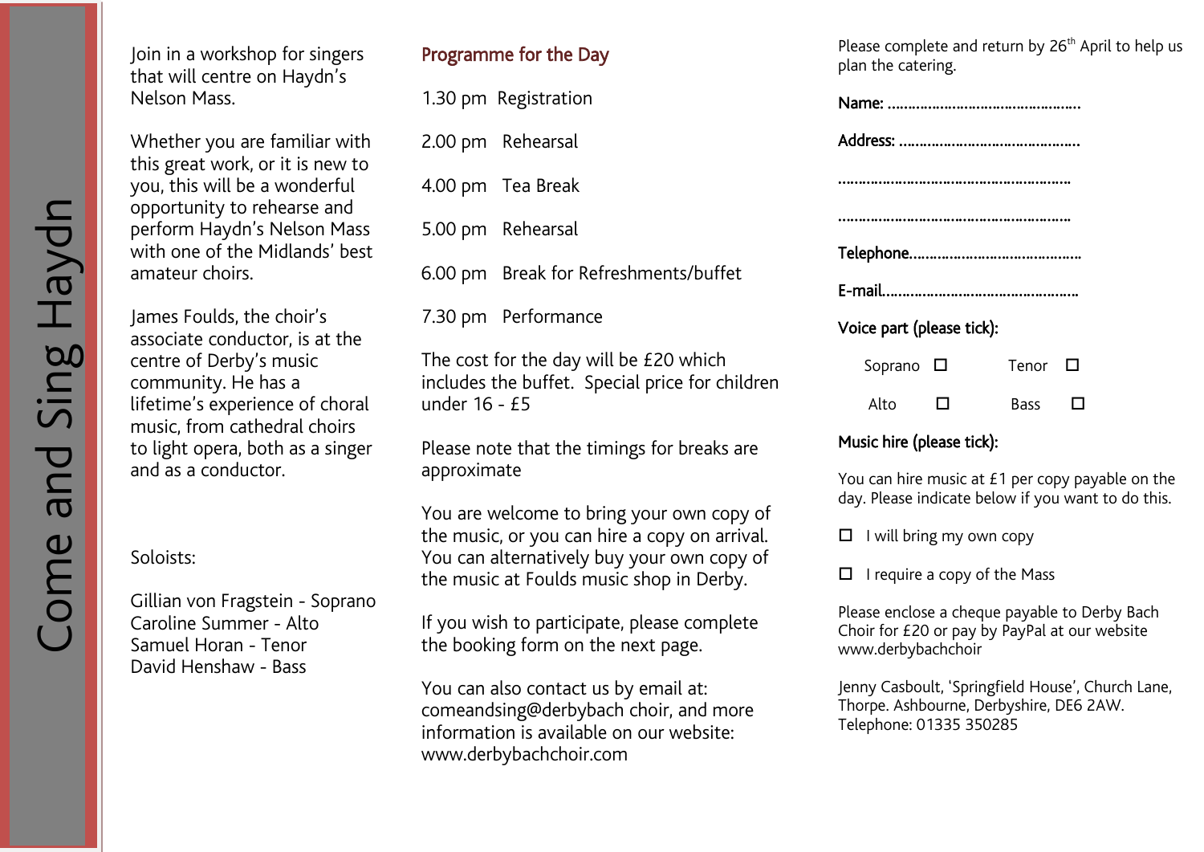# Come and Sing Haydn

Join in a workshop for singers that will centre on Haydn's Nelson Mass.

Whether you are familiar with this great work, or it is new to you, this will be a wonderful opportunity to rehearse and perform Haydn's Nelson Mass with one of the Midlands' best amateur choirs.

James Foulds, the choir's associate conductor, is at the centre of Derby's music community. He has a lifetime's experience of choral music, from cathedral choirs to light opera, both as a singer and as a conductor.

Soloists:

Gillian von Fragstein - Soprano
Caroline Summer - Alto
Samuel Horan - Tenor
David Henshaw - Bass

## Programme for the Day

1.30 pm Registration

2.00 pm Rehearsal

4.00 pm Tea Break

5.00 pm Rehearsal

6.00 pm Break for Refreshments/buffet

7.30 pm Performance

The cost for the day will be £20 which includes the buffet. Special price for children under 16 - £5

Please note that the timings for breaks are approximate

You are welcome to bring your own copy of the music, or you can hire a copy on arrival. You can alternatively buy your own copy of the music at Foulds music shop in Derby.

If you wish to participate, please complete the booking form on the next page.

You can also contact us by email at: comeandsing@derbybach choir, and more information is available on our website: www.derbybachchoir.com

Please complete and return by 26th April to help us plan the catering.

**Name:** ..........................................

**Address:** ..........................................

..........................................

..........................................

**Telephone**..........................................

**E-mail**..........................................

**Voice part (please tick):**

Soprano ☐ Tenor ☐

Alto ☐ Bass ☐

**Music hire (please tick):**

You can hire music at £1 per copy payable on the day. Please indicate below if you want to do this.

☐ I will bring my own copy

☐ I require a copy of the Mass

Please enclose a cheque payable to Derby Bach Choir for £20 or pay by PayPal at our website www.derbybachchoir

Jenny Casboult, 'Springfield House', Church Lane, Thorpe. Ashbourne, Derbyshire, DE6 2AW.
Telephone: 01335 350285